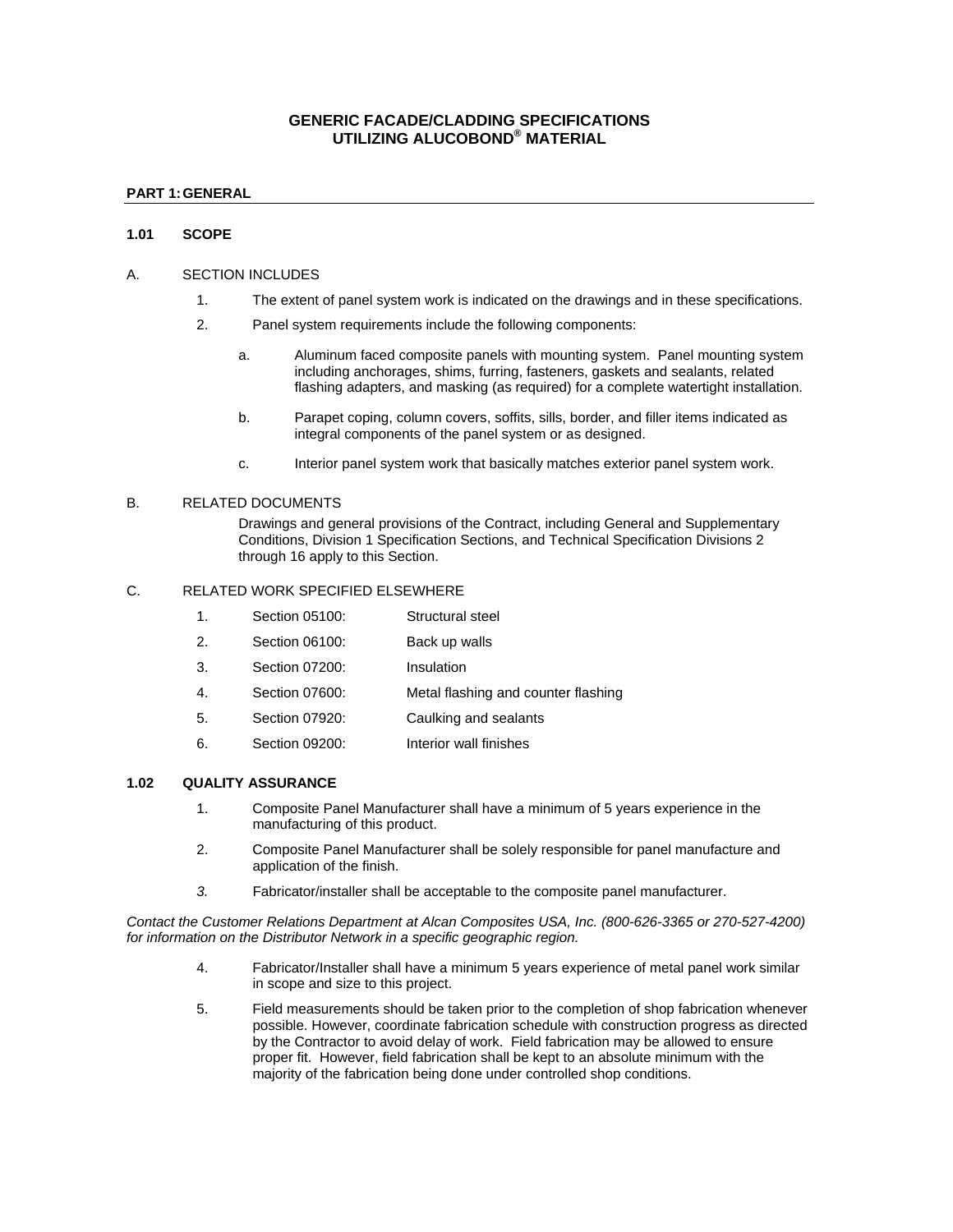# GENERIC FACADE/CLADDING SPECIFICATIONS UTILIZING ALUCOBOND® MATERIAL

## PART 1: GENERAL

### 1.01 SCOPE

A. SECTION INCLUDES

1. The extent of panel system work is indicated on the drawings and in these specifications.
2. Panel system requirements include the following components:
   a. Aluminum faced composite panels with mounting system. Panel mounting system including anchorages, shims, furring, fasteners, gaskets and sealants, related flashing adapters, and masking (as required) for a complete watertight installation.
   b. Parapet coping, column covers, soffits, sills, border, and filler items indicated as integral components of the panel system or as designed.
   c. Interior panel system work that basically matches exterior panel system work.

B. RELATED DOCUMENTS

Drawings and general provisions of the Contract, including General and Supplementary Conditions, Division 1 Specification Sections, and Technical Specification Divisions 2 through 16 apply to this Section.

C. RELATED WORK SPECIFIED ELSEWHERE

1. Section 05100: Structural steel
2. Section 06100: Back up walls
3. Section 07200: Insulation
4. Section 07600: Metal flashing and counter flashing
5. Section 07920: Caulking and sealants
6. Section 09200: Interior wall finishes

### 1.02 QUALITY ASSURANCE

1. Composite Panel Manufacturer shall have a minimum of 5 years experience in the manufacturing of this product.
2. Composite Panel Manufacturer shall be solely responsible for panel manufacture and application of the finish.
3. Fabricator/installer shall be acceptable to the composite panel manufacturer.

*Contact the Customer Relations Department at Alcan Composites USA, Inc. (800-626-3365 or 270-527-4200) for information on the Distributor Network in a specific geographic region.*

4. Fabricator/Installer shall have a minimum 5 years experience of metal panel work similar in scope and size to this project.
5. Field measurements should be taken prior to the completion of shop fabrication whenever possible. However, coordinate fabrication schedule with construction progress as directed by the Contractor to avoid delay of work. Field fabrication may be allowed to ensure proper fit. However, field fabrication shall be kept to an absolute minimum with the majority of the fabrication being done under controlled shop conditions.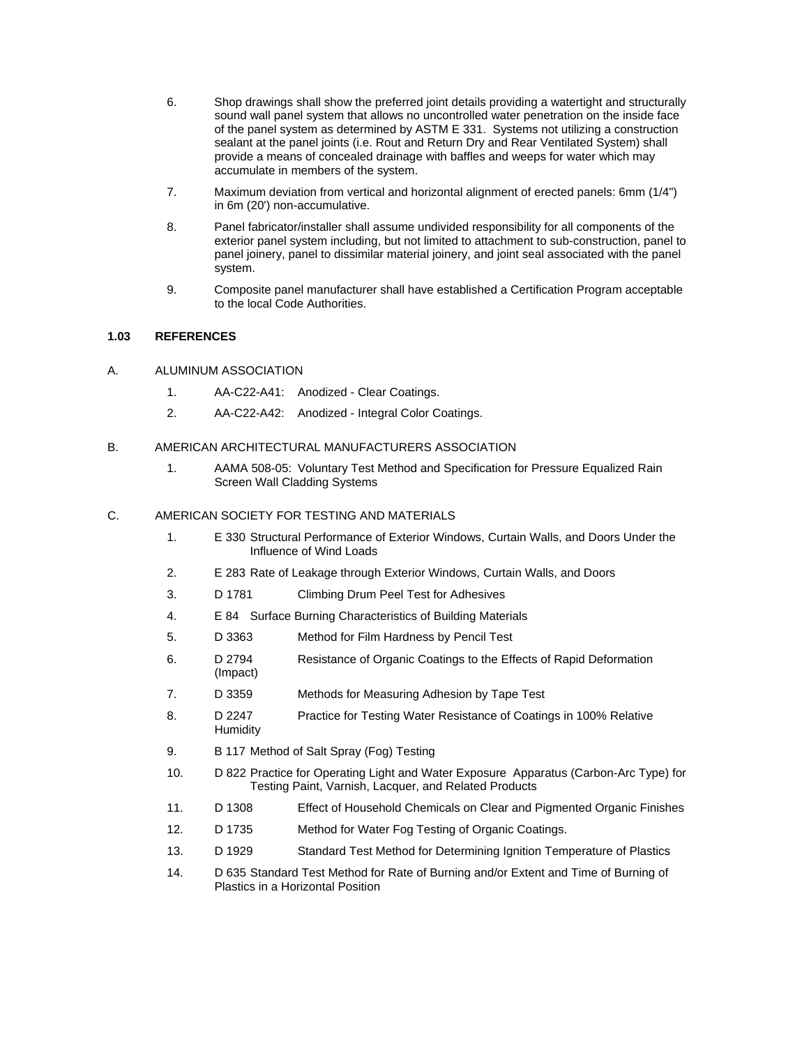6. Shop drawings shall show the preferred joint details providing a watertight and structurally sound wall panel system that allows no uncontrolled water penetration on the inside face of the panel system as determined by ASTM E 331. Systems not utilizing a construction sealant at the panel joints (i.e. Rout and Return Dry and Rear Ventilated System) shall provide a means of concealed drainage with baffles and weeps for water which may accumulate in members of the system.

7. Maximum deviation from vertical and horizontal alignment of erected panels: 6mm (1/4") in 6m (20') non-accumulative.

8. Panel fabricator/installer shall assume undivided responsibility for all components of the exterior panel system including, but not limited to attachment to sub-construction, panel to panel joinery, panel to dissimilar material joinery, and joint seal associated with the panel system.

9. Composite panel manufacturer shall have established a Certification Program acceptable to the local Code Authorities.

### 1.03 REFERENCES

A. ALUMINUM ASSOCIATION

1. AA-C22-A41: Anodized - Clear Coatings.
2. AA-C22-A42: Anodized - Integral Color Coatings.

B. AMERICAN ARCHITECTURAL MANUFACTURERS ASSOCIATION

1. AAMA 508-05: Voluntary Test Method and Specification for Pressure Equalized Rain Screen Wall Cladding Systems

C. AMERICAN SOCIETY FOR TESTING AND MATERIALS

1. E 330 Structural Performance of Exterior Windows, Curtain Walls, and Doors Under the Influence of Wind Loads
2. E 283 Rate of Leakage through Exterior Windows, Curtain Walls, and Doors
3. D 1781 Climbing Drum Peel Test for Adhesives
4. E 84 Surface Burning Characteristics of Building Materials
5. D 3363 Method for Film Hardness by Pencil Test
6. D 2794 Resistance of Organic Coatings to the Effects of Rapid Deformation (Impact)
7. D 3359 Methods for Measuring Adhesion by Tape Test
8. D 2247 Practice for Testing Water Resistance of Coatings in 100% Relative Humidity
9. B 117 Method of Salt Spray (Fog) Testing
10. D 822 Practice for Operating Light and Water Exposure Apparatus (Carbon-Arc Type) for Testing Paint, Varnish, Lacquer, and Related Products
11. D 1308 Effect of Household Chemicals on Clear and Pigmented Organic Finishes
12. D 1735 Method for Water Fog Testing of Organic Coatings.
13. D 1929 Standard Test Method for Determining Ignition Temperature of Plastics
14. D 635 Standard Test Method for Rate of Burning and/or Extent and Time of Burning of Plastics in a Horizontal Position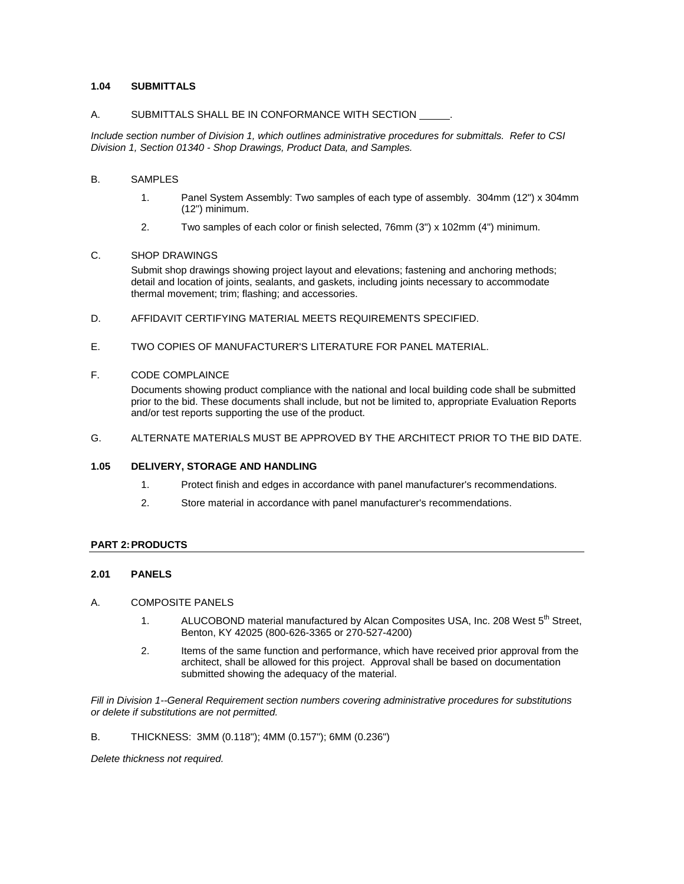### 1.04 SUBMITTALS

A. SUBMITTALS SHALL BE IN CONFORMANCE WITH SECTION ______.

*Include section number of Division 1, which outlines administrative procedures for submittals. Refer to CSI Division 1, Section 01340 - Shop Drawings, Product Data, and Samples.*

B. SAMPLES

1. Panel System Assembly: Two samples of each type of assembly. 304mm (12") x 304mm (12") minimum.
2. Two samples of each color or finish selected, 76mm (3") x 102mm (4") minimum.

C. SHOP DRAWINGS

Submit shop drawings showing project layout and elevations; fastening and anchoring methods; detail and location of joints, sealants, and gaskets, including joints necessary to accommodate thermal movement; trim; flashing; and accessories.

D. AFFIDAVIT CERTIFYING MATERIAL MEETS REQUIREMENTS SPECIFIED.

E. TWO COPIES OF MANUFACTURER'S LITERATURE FOR PANEL MATERIAL.

F. CODE COMPLAINCE

Documents showing product compliance with the national and local building code shall be submitted prior to the bid. These documents shall include, but not be limited to, appropriate Evaluation Reports and/or test reports supporting the use of the product.

G. ALTERNATE MATERIALS MUST BE APPROVED BY THE ARCHITECT PRIOR TO THE BID DATE.

### 1.05 DELIVERY, STORAGE AND HANDLING

1. Protect finish and edges in accordance with panel manufacturer's recommendations.
2. Store material in accordance with panel manufacturer's recommendations.

## PART 2: PRODUCTS

### 2.01 PANELS

A. COMPOSITE PANELS

1. ALUCOBOND material manufactured by Alcan Composites USA, Inc. 208 West 5th Street, Benton, KY 42025 (800-626-3365 or 270-527-4200)
2. Items of the same function and performance, which have received prior approval from the architect, shall be allowed for this project. Approval shall be based on documentation submitted showing the adequacy of the material.

*Fill in Division 1--General Requirement section numbers covering administrative procedures for substitutions or delete if substitutions are not permitted.*

B. THICKNESS: 3MM (0.118"); 4MM (0.157"); 6MM (0.236")

*Delete thickness not required.*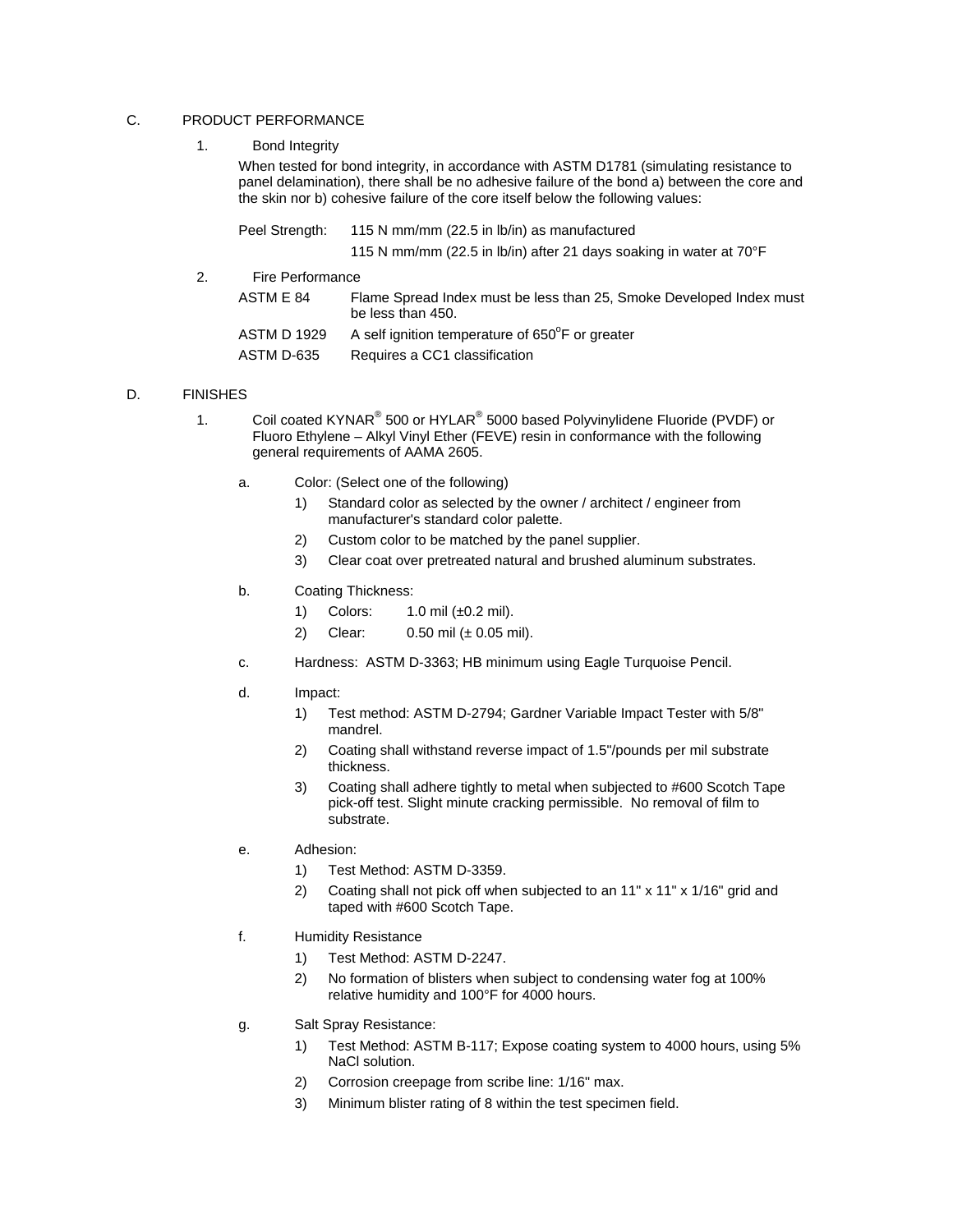C. PRODUCT PERFORMANCE

1. Bond Integrity

When tested for bond integrity, in accordance with ASTM D1781 (simulating resistance to panel delamination), there shall be no adhesive failure of the bond a) between the core and the skin nor b) cohesive failure of the core itself below the following values:

Peel Strength: 115 N mm/mm (22.5 in lb/in) as manufactured

115 N mm/mm (22.5 in lb/in) after 21 days soaking in water at 70°F

2. Fire Performance

| | |
|---|---|
| ASTM E 84 | Flame Spread Index must be less than 25, Smoke Developed Index must be less than 450. |
| ASTM D 1929 | A self ignition temperature of 650°F or greater |
| ASTM D-635 | Requires a CC1 classification |

D. FINISHES

1. Coil coated KYNAR® 500 or HYLAR® 5000 based Polyvinylidene Fluoride (PVDF) or Fluoro Ethylene – Alkyl Vinyl Ether (FEVE) resin in conformance with the following general requirements of AAMA 2605.

   a. Color: (Select one of the following)
      1) Standard color as selected by the owner / architect / engineer from manufacturer's standard color palette.
      2) Custom color to be matched by the panel supplier.
      3) Clear coat over pretreated natural and brushed aluminum substrates.

   b. Coating Thickness:
      1) Colors: 1.0 mil (±0.2 mil).
      2) Clear: 0.50 mil (± 0.05 mil).

   c. Hardness: ASTM D-3363; HB minimum using Eagle Turquoise Pencil.

   d. Impact:
      1) Test method: ASTM D-2794; Gardner Variable Impact Tester with 5/8" mandrel.
      2) Coating shall withstand reverse impact of 1.5"/pounds per mil substrate thickness.
      3) Coating shall adhere tightly to metal when subjected to #600 Scotch Tape pick-off test. Slight minute cracking permissible. No removal of film to substrate.

   e. Adhesion:
      1) Test Method: ASTM D-3359.
      2) Coating shall not pick off when subjected to an 11" x 11" x 1/16" grid and taped with #600 Scotch Tape.

   f. Humidity Resistance
      1) Test Method: ASTM D-2247.
      2) No formation of blisters when subject to condensing water fog at 100% relative humidity and 100°F for 4000 hours.

   g. Salt Spray Resistance:
      1) Test Method: ASTM B-117; Expose coating system to 4000 hours, using 5% NaCl solution.
      2) Corrosion creepage from scribe line: 1/16" max.
      3) Minimum blister rating of 8 within the test specimen field.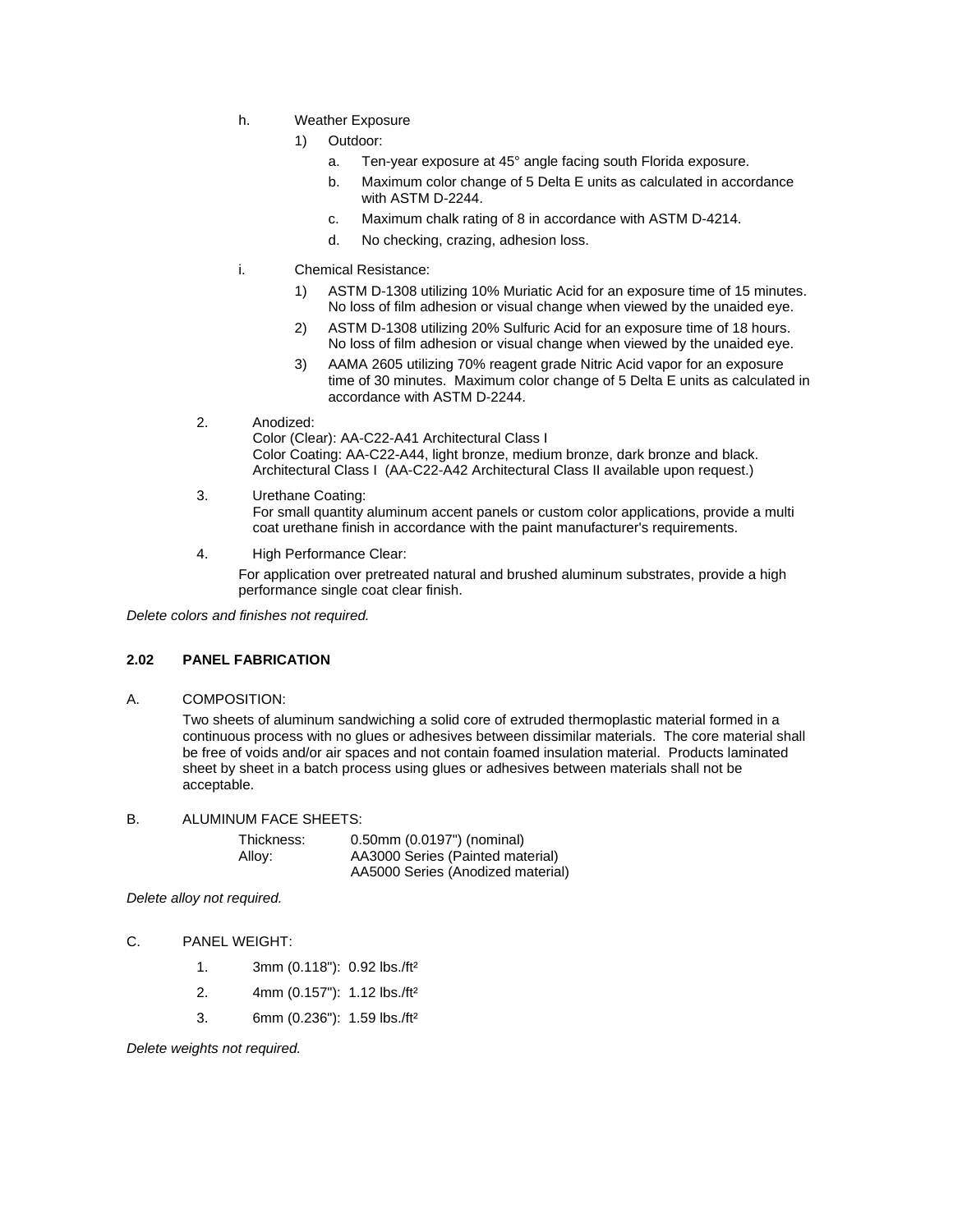h. Weather Exposure

1) Outdoor:

a. Ten-year exposure at 45° angle facing south Florida exposure.

b. Maximum color change of 5 Delta E units as calculated in accordance with ASTM D-2244.

c. Maximum chalk rating of 8 in accordance with ASTM D-4214.

d. No checking, crazing, adhesion loss.

i. Chemical Resistance:

1) ASTM D-1308 utilizing 10% Muriatic Acid for an exposure time of 15 minutes. No loss of film adhesion or visual change when viewed by the unaided eye.

2) ASTM D-1308 utilizing 20% Sulfuric Acid for an exposure time of 18 hours. No loss of film adhesion or visual change when viewed by the unaided eye.

3) AAMA 2605 utilizing 70% reagent grade Nitric Acid vapor for an exposure time of 30 minutes. Maximum color change of 5 Delta E units as calculated in accordance with ASTM D-2244.

2. Anodized:
Color (Clear): AA-C22-A41 Architectural Class I
Color Coating: AA-C22-A44, light bronze, medium bronze, dark bronze and black. Architectural Class I (AA-C22-A42 Architectural Class II available upon request.)

3. Urethane Coating:
For small quantity aluminum accent panels or custom color applications, provide a multi coat urethane finish in accordance with the paint manufacturer's requirements.

4. High Performance Clear:
For application over pretreated natural and brushed aluminum substrates, provide a high performance single coat clear finish.

*Delete colors and finishes not required.*

### 2.02 PANEL FABRICATION

A. COMPOSITION:

Two sheets of aluminum sandwiching a solid core of extruded thermoplastic material formed in a continuous process with no glues or adhesives between dissimilar materials. The core material shall be free of voids and/or air spaces and not contain foamed insulation material. Products laminated sheet by sheet in a batch process using glues or adhesives between materials shall not be acceptable.

B. ALUMINUM FACE SHEETS:

| | |
|---|---|
| Thickness: | 0.50mm (0.0197") (nominal) |
| Alloy: | AA3000 Series (Painted material) |
| | AA5000 Series (Anodized material) |

*Delete alloy not required.*

C. PANEL WEIGHT:

1. 3mm (0.118"): 0.92 lbs./ft²

2. 4mm (0.157"): 1.12 lbs./ft²

3. 6mm (0.236"): 1.59 lbs./ft²

*Delete weights not required.*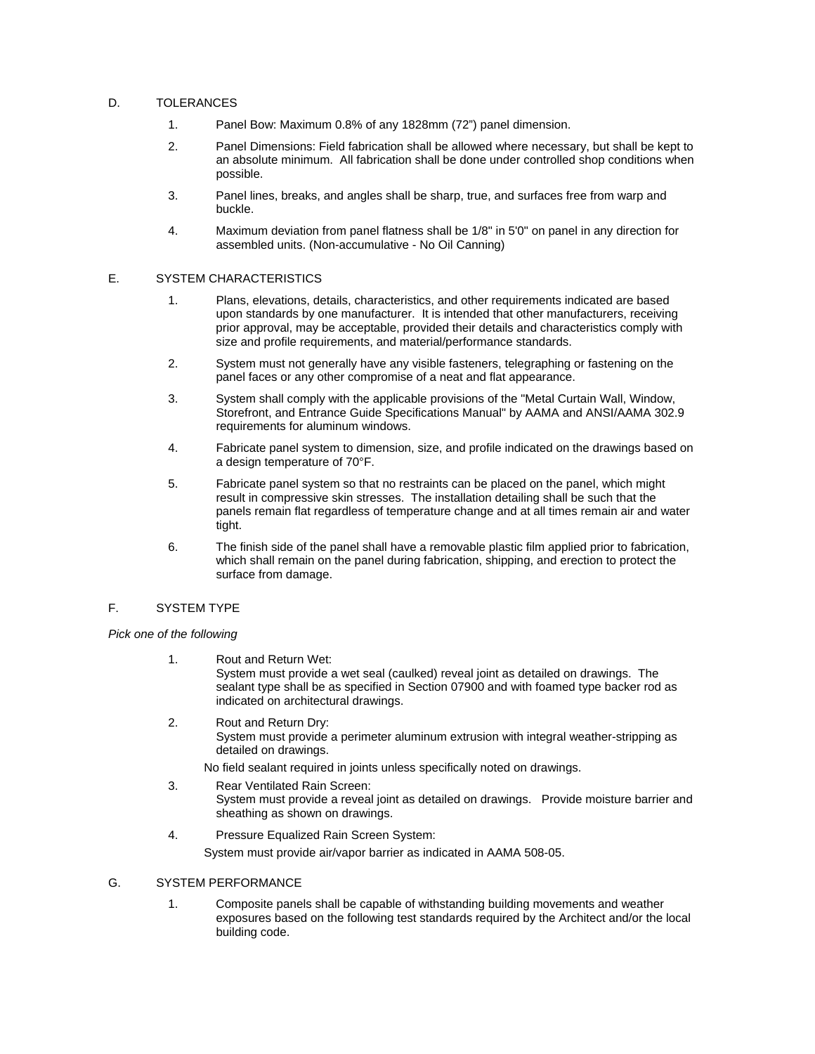D. TOLERANCES

1. Panel Bow: Maximum 0.8% of any 1828mm (72") panel dimension.

2. Panel Dimensions: Field fabrication shall be allowed where necessary, but shall be kept to an absolute minimum. All fabrication shall be done under controlled shop conditions when possible.

3. Panel lines, breaks, and angles shall be sharp, true, and surfaces free from warp and buckle.

4. Maximum deviation from panel flatness shall be 1/8" in 5'0" on panel in any direction for assembled units. (Non-accumulative - No Oil Canning)

E. SYSTEM CHARACTERISTICS

1. Plans, elevations, details, characteristics, and other requirements indicated are based upon standards by one manufacturer. It is intended that other manufacturers, receiving prior approval, may be acceptable, provided their details and characteristics comply with size and profile requirements, and material/performance standards.

2. System must not generally have any visible fasteners, telegraphing or fastening on the panel faces or any other compromise of a neat and flat appearance.

3. System shall comply with the applicable provisions of the "Metal Curtain Wall, Window, Storefront, and Entrance Guide Specifications Manual" by AAMA and ANSI/AAMA 302.9 requirements for aluminum windows.

4. Fabricate panel system to dimension, size, and profile indicated on the drawings based on a design temperature of 70°F.

5. Fabricate panel system so that no restraints can be placed on the panel, which might result in compressive skin stresses. The installation detailing shall be such that the panels remain flat regardless of temperature change and at all times remain air and water tight.

6. The finish side of the panel shall have a removable plastic film applied prior to fabrication, which shall remain on the panel during fabrication, shipping, and erection to protect the surface from damage.

F. SYSTEM TYPE

*Pick one of the following*

1. Rout and Return Wet:
   System must provide a wet seal (caulked) reveal joint as detailed on drawings. The sealant type shall be as specified in Section 07900 and with foamed type backer rod as indicated on architectural drawings.

2. Rout and Return Dry:
   System must provide a perimeter aluminum extrusion with integral weather-stripping as detailed on drawings.

   No field sealant required in joints unless specifically noted on drawings.

3. Rear Ventilated Rain Screen:
   System must provide a reveal joint as detailed on drawings. Provide moisture barrier and sheathing as shown on drawings.

4. Pressure Equalized Rain Screen System:

   System must provide air/vapor barrier as indicated in AAMA 508-05.

G. SYSTEM PERFORMANCE

1. Composite panels shall be capable of withstanding building movements and weather exposures based on the following test standards required by the Architect and/or the local building code.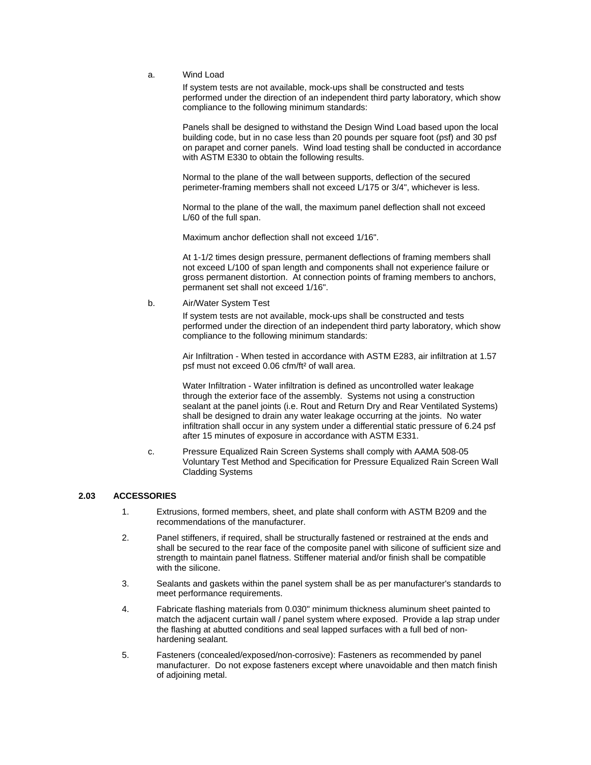a. Wind Load

If system tests are not available, mock-ups shall be constructed and tests performed under the direction of an independent third party laboratory, which show compliance to the following minimum standards:

Panels shall be designed to withstand the Design Wind Load based upon the local building code, but in no case less than 20 pounds per square foot (psf) and 30 psf on parapet and corner panels. Wind load testing shall be conducted in accordance with ASTM E330 to obtain the following results.

Normal to the plane of the wall between supports, deflection of the secured perimeter-framing members shall not exceed L/175 or 3/4", whichever is less.

Normal to the plane of the wall, the maximum panel deflection shall not exceed L/60 of the full span.

Maximum anchor deflection shall not exceed 1/16".

At 1-1/2 times design pressure, permanent deflections of framing members shall not exceed L/100 of span length and components shall not experience failure or gross permanent distortion. At connection points of framing members to anchors, permanent set shall not exceed 1/16".

b. Air/Water System Test

If system tests are not available, mock-ups shall be constructed and tests performed under the direction of an independent third party laboratory, which show compliance to the following minimum standards:

Air Infiltration - When tested in accordance with ASTM E283, air infiltration at 1.57 psf must not exceed 0.06 cfm/ft² of wall area.

Water Infiltration - Water infiltration is defined as uncontrolled water leakage through the exterior face of the assembly. Systems not using a construction sealant at the panel joints (i.e. Rout and Return Dry and Rear Ventilated Systems) shall be designed to drain any water leakage occurring at the joints. No water infiltration shall occur in any system under a differential static pressure of 6.24 psf after 15 minutes of exposure in accordance with ASTM E331.

c. Pressure Equalized Rain Screen Systems shall comply with AAMA 508-05 Voluntary Test Method and Specification for Pressure Equalized Rain Screen Wall Cladding Systems

### 2.03 ACCESSORIES

1. Extrusions, formed members, sheet, and plate shall conform with ASTM B209 and the recommendations of the manufacturer.
2. Panel stiffeners, if required, shall be structurally fastened or restrained at the ends and shall be secured to the rear face of the composite panel with silicone of sufficient size and strength to maintain panel flatness. Stiffener material and/or finish shall be compatible with the silicone.
3. Sealants and gaskets within the panel system shall be as per manufacturer's standards to meet performance requirements.
4. Fabricate flashing materials from 0.030" minimum thickness aluminum sheet painted to match the adjacent curtain wall / panel system where exposed. Provide a lap strap under the flashing at abutted conditions and seal lapped surfaces with a full bed of non-hardening sealant.
5. Fasteners (concealed/exposed/non-corrosive): Fasteners as recommended by panel manufacturer. Do not expose fasteners except where unavoidable and then match finish of adjoining metal.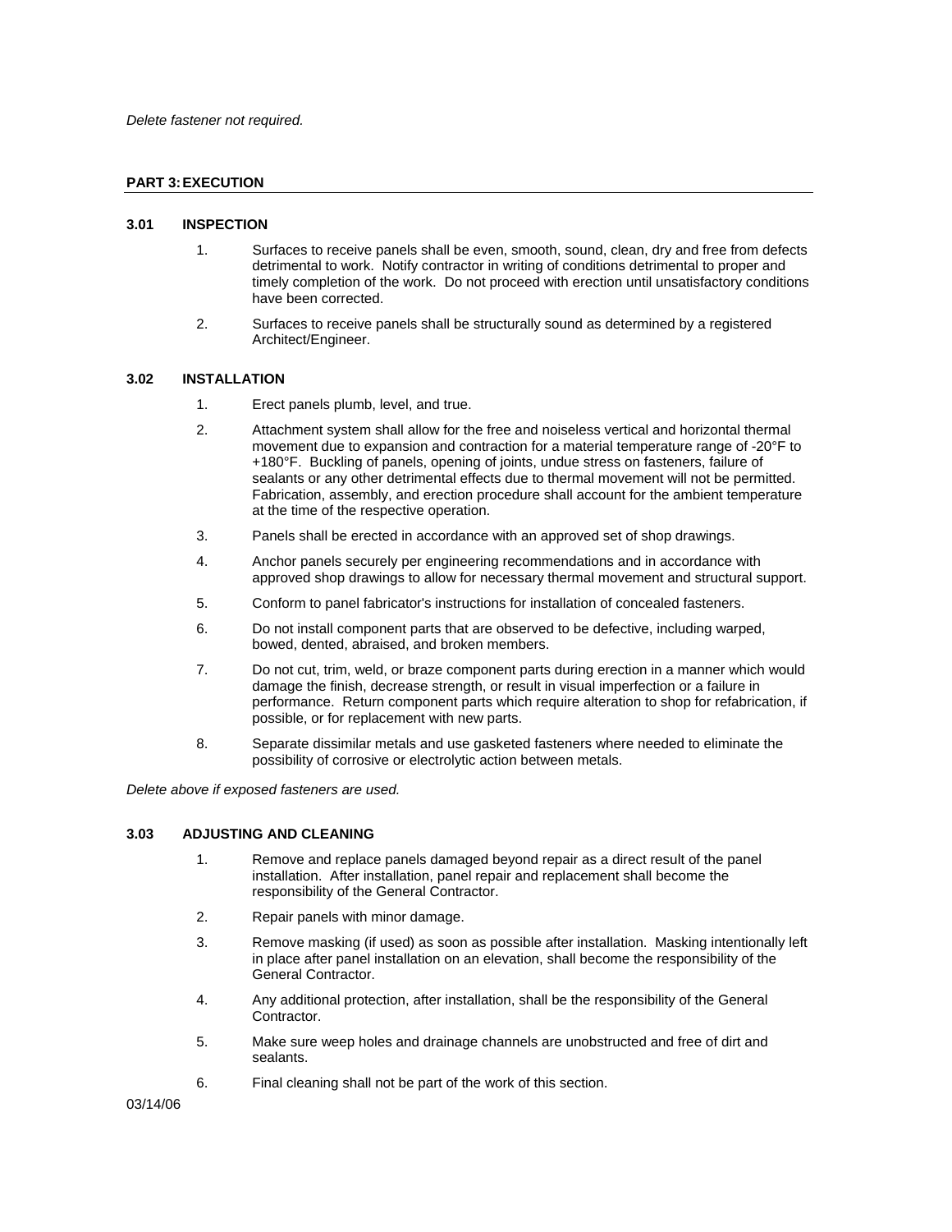*Delete fastener not required.*

## PART 3: EXECUTION

### 3.01 INSPECTION

1. Surfaces to receive panels shall be even, smooth, sound, clean, dry and free from defects detrimental to work. Notify contractor in writing of conditions detrimental to proper and timely completion of the work. Do not proceed with erection until unsatisfactory conditions have been corrected.
2. Surfaces to receive panels shall be structurally sound as determined by a registered Architect/Engineer.

### 3.02 INSTALLATION

1. Erect panels plumb, level, and true.
2. Attachment system shall allow for the free and noiseless vertical and horizontal thermal movement due to expansion and contraction for a material temperature range of -20°F to +180°F. Buckling of panels, opening of joints, undue stress on fasteners, failure of sealants or any other detrimental effects due to thermal movement will not be permitted. Fabrication, assembly, and erection procedure shall account for the ambient temperature at the time of the respective operation.
3. Panels shall be erected in accordance with an approved set of shop drawings.
4. Anchor panels securely per engineering recommendations and in accordance with approved shop drawings to allow for necessary thermal movement and structural support.
5. Conform to panel fabricator's instructions for installation of concealed fasteners.
6. Do not install component parts that are observed to be defective, including warped, bowed, dented, abraised, and broken members.
7. Do not cut, trim, weld, or braze component parts during erection in a manner which would damage the finish, decrease strength, or result in visual imperfection or a failure in performance. Return component parts which require alteration to shop for refabrication, if possible, or for replacement with new parts.
8. Separate dissimilar metals and use gasketed fasteners where needed to eliminate the possibility of corrosive or electrolytic action between metals.

*Delete above if exposed fasteners are used.*

### 3.03 ADJUSTING AND CLEANING

1. Remove and replace panels damaged beyond repair as a direct result of the panel installation. After installation, panel repair and replacement shall become the responsibility of the General Contractor.
2. Repair panels with minor damage.
3. Remove masking (if used) as soon as possible after installation. Masking intentionally left in place after panel installation on an elevation, shall become the responsibility of the General Contractor.
4. Any additional protection, after installation, shall be the responsibility of the General Contractor.
5. Make sure weep holes and drainage channels are unobstructed and free of dirt and sealants.
6. Final cleaning shall not be part of the work of this section.

03/14/06